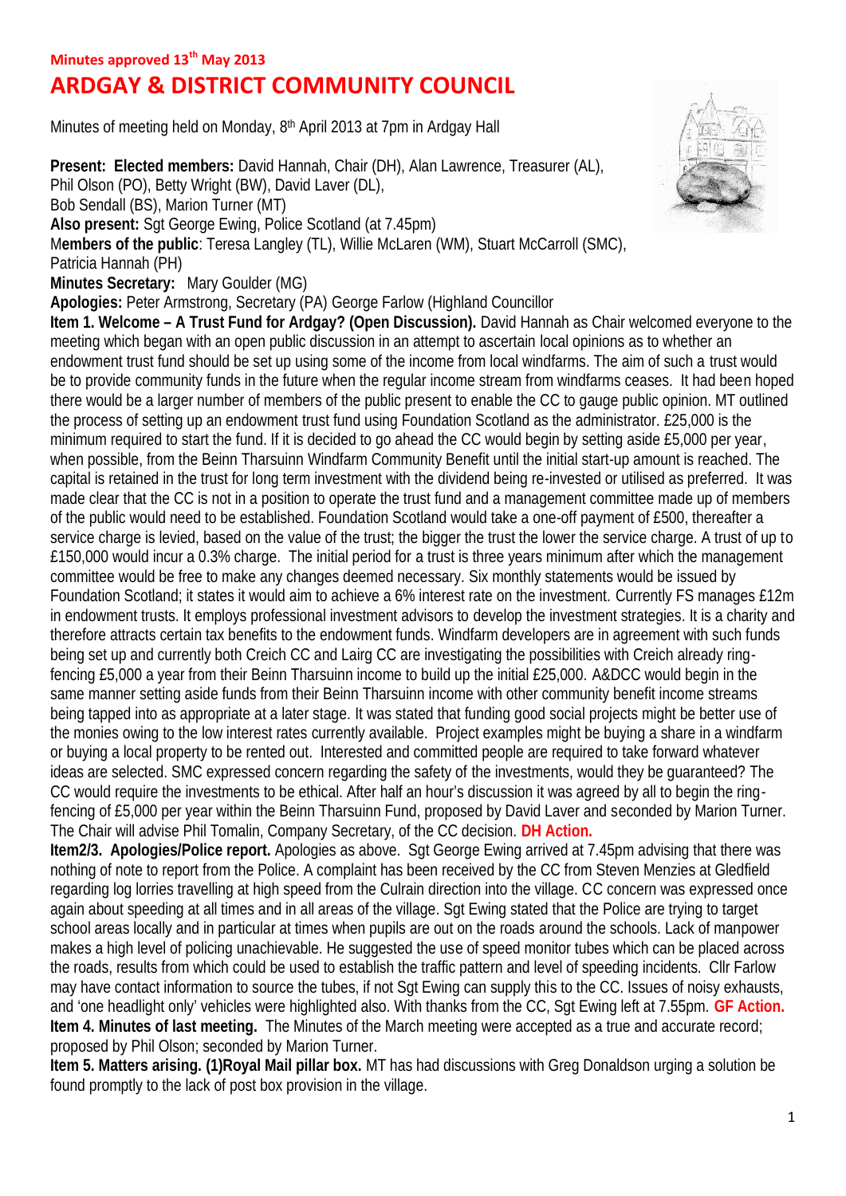**Minutes approved 13th May 2013**

# ARDGAY & DISTRICT COMMUNITY COUNCIL

Minutes of meeting held on Monday, 8th April 2013 at 7pm in Ardgay Hall

**Present: Elected members:** David Hannah, Chair (DH), Alan Lawrence, Treasurer (AL), Phil Olson (PO), Betty Wright (BW), David Laver (DL), Bob Sendall (BS), Marion Turner (MT)
**Also present:** Sgt George Ewing, Police Scotland (at 7.45pm)
M**embers of the public**: Teresa Langley (TL), Willie McLaren (WM), Stuart McCarroll (SMC), Patricia Hannah (PH)
**Minutes Secretary:** Mary Goulder (MG)
**Apologies:** Peter Armstrong, Secretary (PA) George Farlow (Highland Councillor

**Item 1. Welcome – A Trust Fund for Ardgay? (Open Discussion).** David Hannah as Chair welcomed everyone to the meeting which began with an open public discussion in an attempt to ascertain local opinions as to whether an endowment trust fund should be set up using some of the income from local windfarms. The aim of such a trust would be to provide community funds in the future when the regular income stream from windfarms ceases. It had been hoped there would be a larger number of members of the public present to enable the CC to gauge public opinion. MT outlined the process of setting up an endowment trust fund using Foundation Scotland as the administrator. £25,000 is the minimum required to start the fund. If it is decided to go ahead the CC would begin by setting aside £5,000 per year, when possible, from the Beinn Tharsuinn Windfarm Community Benefit until the initial start-up amount is reached. The capital is retained in the trust for long term investment with the dividend being re-invested or utilised as preferred. It was made clear that the CC is not in a position to operate the trust fund and a management committee made up of members of the public would need to be established. Foundation Scotland would take a one-off payment of £500, thereafter a service charge is levied, based on the value of the trust; the bigger the trust the lower the service charge. A trust of up to £150,000 would incur a 0.3% charge. The initial period for a trust is three years minimum after which the management committee would be free to make any changes deemed necessary. Six monthly statements would be issued by Foundation Scotland; it states it would aim to achieve a 6% interest rate on the investment. Currently FS manages £12m in endowment trusts. It employs professional investment advisors to develop the investment strategies. It is a charity and therefore attracts certain tax benefits to the endowment funds. Windfarm developers are in agreement with such funds being set up and currently both Creich CC and Lairg CC are investigating the possibilities with Creich already ring-fencing £5,000 a year from their Beinn Tharsuinn income to build up the initial £25,000. A&DCC would begin in the same manner setting aside funds from their Beinn Tharsuinn income with other community benefit income streams being tapped into as appropriate at a later stage. It was stated that funding good social projects might be better use of the monies owing to the low interest rates currently available. Project examples might be buying a share in a windfarm or buying a local property to be rented out. Interested and committed people are required to take forward whatever ideas are selected. SMC expressed concern regarding the safety of the investments, would they be guaranteed? The CC would require the investments to be ethical. After half an hour's discussion it was agreed by all to begin the ring-fencing of £5,000 per year within the Beinn Tharsuinn Fund, proposed by David Laver and seconded by Marion Turner. The Chair will advise Phil Tomalin, Company Secretary, of the CC decision. **DH Action.**

**Item2/3. Apologies/Police report.** Apologies as above. Sgt George Ewing arrived at 7.45pm advising that there was nothing of note to report from the Police. A complaint has been received by the CC from Steven Menzies at Gledfield regarding log lorries travelling at high speed from the Culrain direction into the village. CC concern was expressed once again about speeding at all times and in all areas of the village. Sgt Ewing stated that the Police are trying to target school areas locally and in particular at times when pupils are out on the roads around the schools. Lack of manpower makes a high level of policing unachievable. He suggested the use of speed monitor tubes which can be placed across the roads, results from which could be used to establish the traffic pattern and level of speeding incidents. Cllr Farlow may have contact information to source the tubes, if not Sgt Ewing can supply this to the CC. Issues of noisy exhausts, and 'one headlight only' vehicles were highlighted also. With thanks from the CC, Sgt Ewing left at 7.55pm. **GF Action.**

**Item 4. Minutes of last meeting.** The Minutes of the March meeting were accepted as a true and accurate record; proposed by Phil Olson; seconded by Marion Turner.

**Item 5. Matters arising. (1)Royal Mail pillar box.** MT has had discussions with Greg Donaldson urging a solution be found promptly to the lack of post box provision in the village.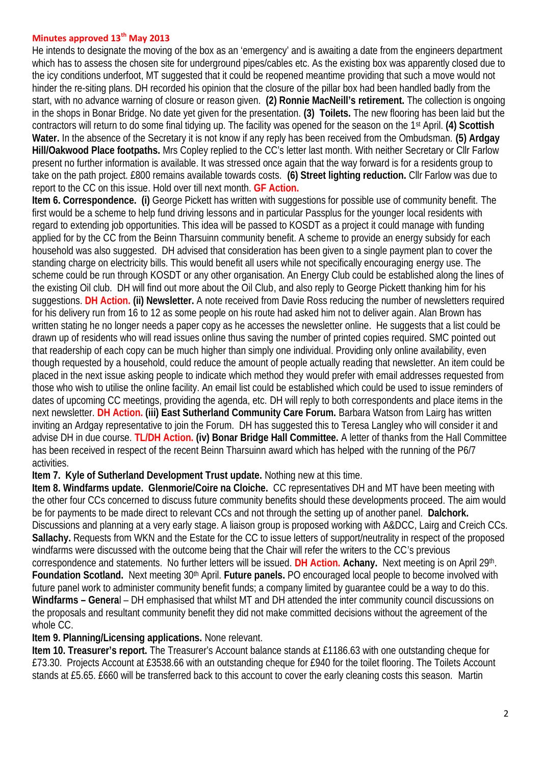**Minutes approved 13th May 2013**

He intends to designate the moving of the box as an 'emergency' and is awaiting a date from the engineers department which has to assess the chosen site for underground pipes/cables etc. As the existing box was apparently closed due to the icy conditions underfoot, MT suggested that it could be reopened meantime providing that such a move would not hinder the re-siting plans. DH recorded his opinion that the closure of the pillar box had been handled badly from the start, with no advance warning of closure or reason given. **(2) Ronnie MacNeill's retirement.** The collection is ongoing in the shops in Bonar Bridge. No date yet given for the presentation. **(3) Toilets.** The new flooring has been laid but the contractors will return to do some final tidying up. The facility was opened for the season on the 1st April. **(4) Scottish Water.** In the absence of the Secretary it is not know if any reply has been received from the Ombudsman. **(5) Ardgay Hill/Oakwood Place footpaths.** Mrs Copley replied to the CC's letter last month. With neither Secretary or Cllr Farlow present no further information is available. It was stressed once again that the way forward is for a residents group to take on the path project. £800 remains available towards costs. **(6) Street lighting reduction.** Cllr Farlow was due to report to the CC on this issue. Hold over till next month. **GF Action.**

**Item 6. Correspondence. (i)** George Pickett has written with suggestions for possible use of community benefit. The first would be a scheme to help fund driving lessons and in particular Passplus for the younger local residents with regard to extending job opportunities. This idea will be passed to KOSDT as a project it could manage with funding applied for by the CC from the Beinn Tharsuinn community benefit. A scheme to provide an energy subsidy for each household was also suggested. DH advised that consideration has been given to a single payment plan to cover the standing charge on electricity bills. This would benefit all users while not specifically encouraging energy use. The scheme could be run through KOSDT or any other organisation. An Energy Club could be established along the lines of the existing Oil club. DH will find out more about the Oil Club, and also reply to George Pickett thanking him for his suggestions. **DH Action. (ii) Newsletter.** A note received from Davie Ross reducing the number of newsletters required for his delivery run from 16 to 12 as some people on his route had asked him not to deliver again. Alan Brown has written stating he no longer needs a paper copy as he accesses the newsletter online. He suggests that a list could be drawn up of residents who will read issues online thus saving the number of printed copies required. SMC pointed out that readership of each copy can be much higher than simply one individual. Providing only online availability, even though requested by a household, could reduce the amount of people actually reading that newsletter. An item could be placed in the next issue asking people to indicate which method they would prefer with email addresses requested from those who wish to utilise the online facility. An email list could be established which could be used to issue reminders of dates of upcoming CC meetings, providing the agenda, etc. DH will reply to both correspondents and place items in the next newsletter. **DH Action. (iii) East Sutherland Community Care Forum.** Barbara Watson from Lairg has written inviting an Ardgay representative to join the Forum. DH has suggested this to Teresa Langley who will consider it and advise DH in due course. **TL/DH Action. (iv) Bonar Bridge Hall Committee.** A letter of thanks from the Hall Committee has been received in respect of the recent Beinn Tharsuinn award which has helped with the running of the P6/7 activities.

**Item 7. Kyle of Sutherland Development Trust update.** Nothing new at this time.

**Item 8. Windfarms update. Glenmorie/Coire na Cloiche.** CC representatives DH and MT have been meeting with the other four CCs concerned to discuss future community benefits should these developments proceed. The aim would be for payments to be made direct to relevant CCs and not through the setting up of another panel. **Dalchork.** Discussions and planning at a very early stage. A liaison group is proposed working with A&DCC, Lairg and Creich CCs. **Sallachy.** Requests from WKN and the Estate for the CC to issue letters of support/neutrality in respect of the proposed windfarms were discussed with the outcome being that the Chair will refer the writers to the CC's previous correspondence and statements. No further letters will be issued. **DH Action. Achany.** Next meeting is on April 29th. **Foundation Scotland.** Next meeting 30th April. **Future panels.** PO encouraged local people to become involved with future panel work to administer community benefit funds; a company limited by guarantee could be a way to do this. **Windfarms – General** – DH emphasised that whilst MT and DH attended the inter community council discussions on the proposals and resultant community benefit they did not make committed decisions without the agreement of the whole CC.

**Item 9. Planning/Licensing applications.** None relevant.

**Item 10. Treasurer's report.** The Treasurer's Account balance stands at £1186.63 with one outstanding cheque for £73.30. Projects Account at £3538.66 with an outstanding cheque for £940 for the toilet flooring. The Toilets Account stands at £5.65. £660 will be transferred back to this account to cover the early cleaning costs this season. Martin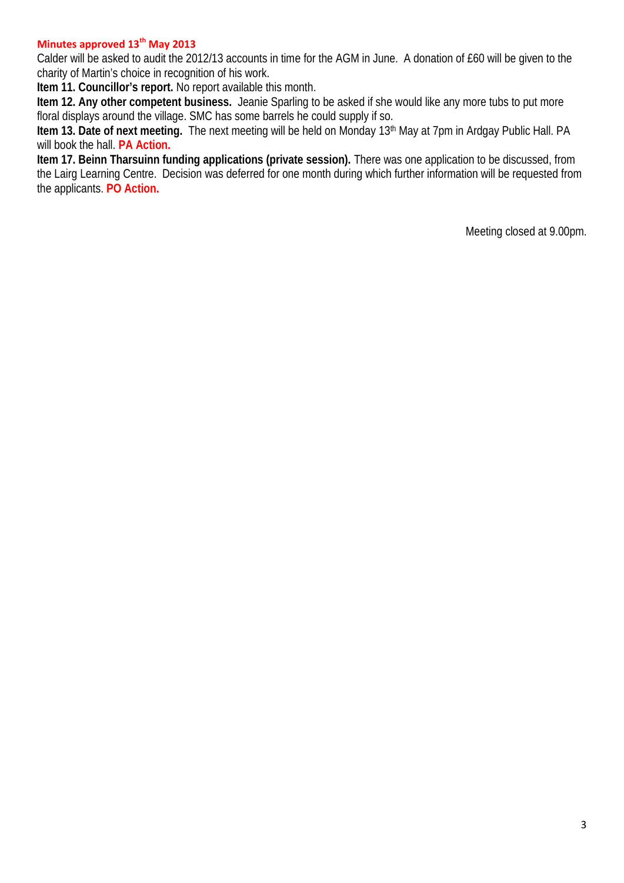**Minutes approved 13th May 2013**

Calder will be asked to audit the 2012/13 accounts in time for the AGM in June. A donation of £60 will be given to the charity of Martin's choice in recognition of his work.

**Item 11. Councillor's report.** No report available this month.

**Item 12. Any other competent business.** Jeanie Sparling to be asked if she would like any more tubs to put more floral displays around the village. SMC has some barrels he could supply if so.

**Item 13. Date of next meeting.** The next meeting will be held on Monday 13th May at 7pm in Ardgay Public Hall. PA will book the hall. **PA Action.**

**Item 17. Beinn Tharsuinn funding applications (private session).** There was one application to be discussed, from the Lairg Learning Centre. Decision was deferred for one month during which further information will be requested from the applicants. **PO Action.**

Meeting closed at 9.00pm.